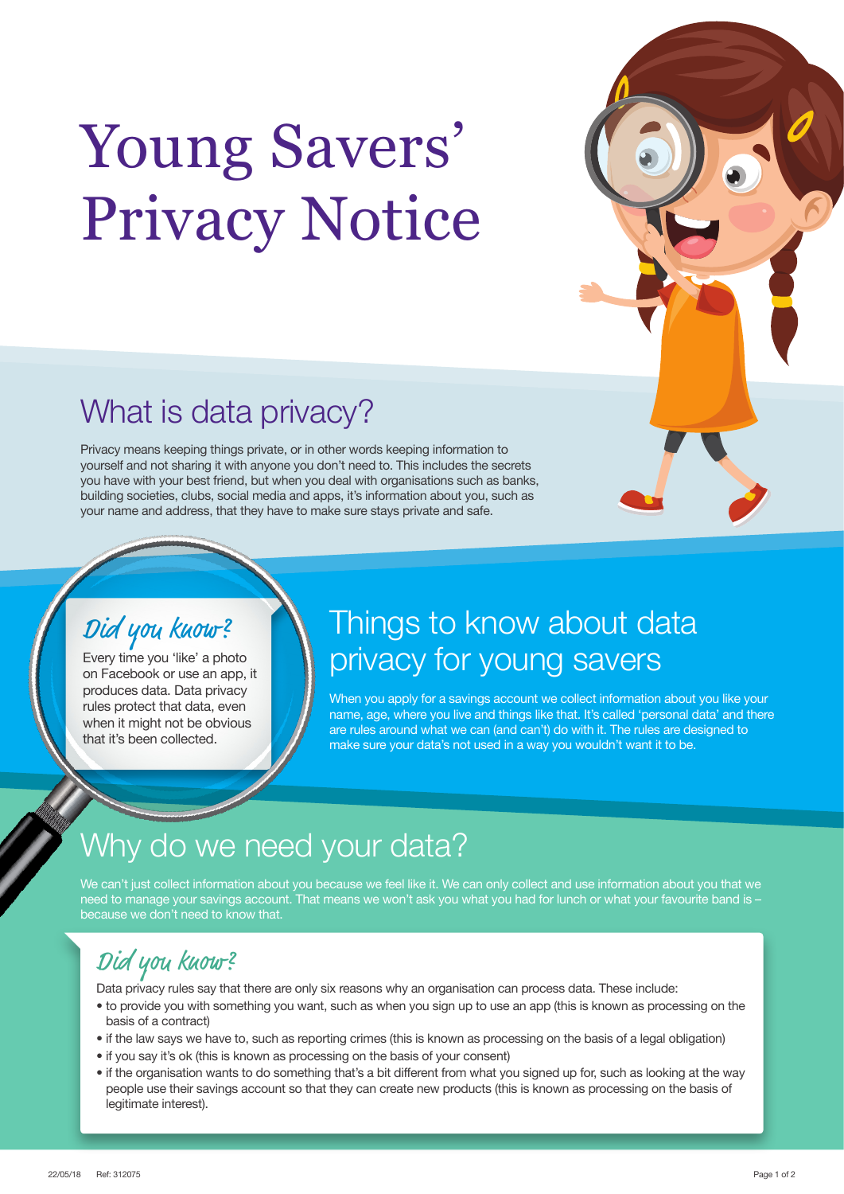# Young Savers' Privacy Notice

## What is data privacy?

Privacy means keeping things private, or in other words keeping information to yourself and not sharing it with anyone you don't need to. This includes the secrets you have with your best friend, but when you deal with organisations such as banks, building societies, clubs, social media and apps, it's information about you, such as your name and address, that they have to make sure stays private and safe.

### Did you know?

Every time you 'like' a photo on Facebook or use an app, it produces data. Data privacy rules protect that data, even when it might not be obvious that it's been collected.

## Things to know about data privacy for young savers

When you apply for a savings account we collect information about you like your name, age, where you live and things like that. It's called 'personal data' and there are rules around what we can (and can't) do with it. The rules are designed to make sure your data's not used in a way you wouldn't want it to be.

## Why do we need your data?

We can't just collect information about you because we feel like it. We can only collect and use information about you that we need to manage your savings account. That means we won't ask you what you had for lunch or what your favourite band is – because we don't need to know that.

### Did you know?

Data privacy rules say that there are only six reasons why an organisation can process data. These include:

- to provide you with something you want, such as when you sign up to use an app (this is known as processing on the basis of a contract)
- if the law says we have to, such as reporting crimes (this is known as processing on the basis of a legal obligation)
- if you say it's ok (this is known as processing on the basis of your consent)
- if the organisation wants to do something that's a bit different from what you signed up for, such as looking at the way people use their savings account so that they can create new products (this is known as processing on the basis of legitimate interest).

22/05/18 Ref: 312075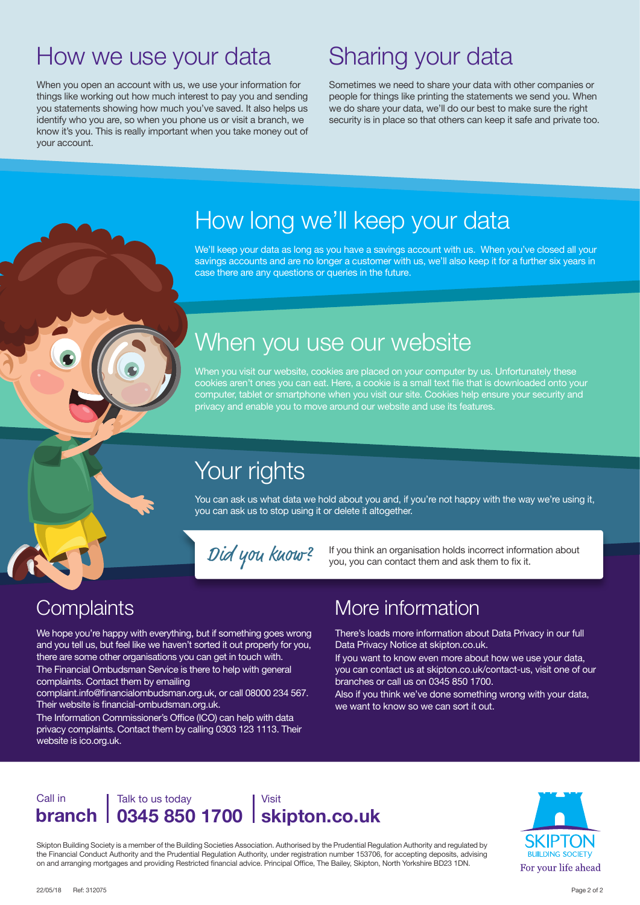## How we use your data

When you open an account with us, we use your information for things like working out how much interest to pay you and sending you statements showing how much you've saved. It also helps us identify who you are, so when you phone us or visit a branch, we know it's you. This is really important when you take money out of your account.

## Sharing your data

Sometimes we need to share your data with other companies or people for things like printing the statements we send you. When we do share your data, we'll do our best to make sure the right security is in place so that others can keep it safe and private too.

## How long we'll keep your data

We'll keep your data as long as you have a savings account with us. When you've closed all your savings accounts and are no longer a customer with us, we'll also keep it for a further six years in case there are any questions or queries in the future.

## When you use our website

When you visit our website, cookies are placed on your computer by us. Unfortunately these cookies aren't ones you can eat. Here, a cookie is a small text file that is downloaded onto your computer, tablet or smartphone when you visit our site. Cookies help ensure your security and privacy and enable you to move around our website and use its features.

## Your rights

You can ask us what data we hold about you and, if you're not happy with the way we're using it, you can ask us to stop using it or delete it altogether.

*Did you know?* If you think an organisation holds incorrect information about you, you can contact them and ask them to fix it.

## Complaints

We hope you're happy with everything, but if something goes wrong and you tell us, but feel like we haven't sorted it out properly for you, there are some other organisations you can get in touch with.

The Financial Ombudsman Service is there to help with general complaints. Contact them by emailing complaint.info@financialombudsman.org.uk, or call 08000 234 567. Their website is financial-ombudsman.org.uk.

The Information Commissioner's Office (ICO) can help with data privacy complaints. Contact them by calling 0303 123 1113. Their website is ico.org.uk.

## More information

There's loads more information about Data Privacy in our full Data Privacy Notice at skipton.co.uk.

If you want to know even more about how we use your data, you can contact us at skipton.co.uk/contact-us, visit one of our branches or call us on 0345 850 1700.

Also if you think we've done something wrong with your data, we want to know so we can sort it out.

Call in **branch** | Talk to us today **0345 850 1700** | Visit **skipton.co.uk**

SKIPTON BUILDING SOCIETY
For your life ahead

Skipton Building Society is a member of the Building Societies Association. Authorised by the Prudential Regulation Authority and regulated by the Financial Conduct Authority and the Prudential Regulation Authority, under registration number 153706, for accepting deposits, advising on and arranging mortgages and providing Restricted financial advice. Principal Office, The Bailey, Skipton, North Yorkshire BD23 1DN.

22/05/18 Ref: 312075